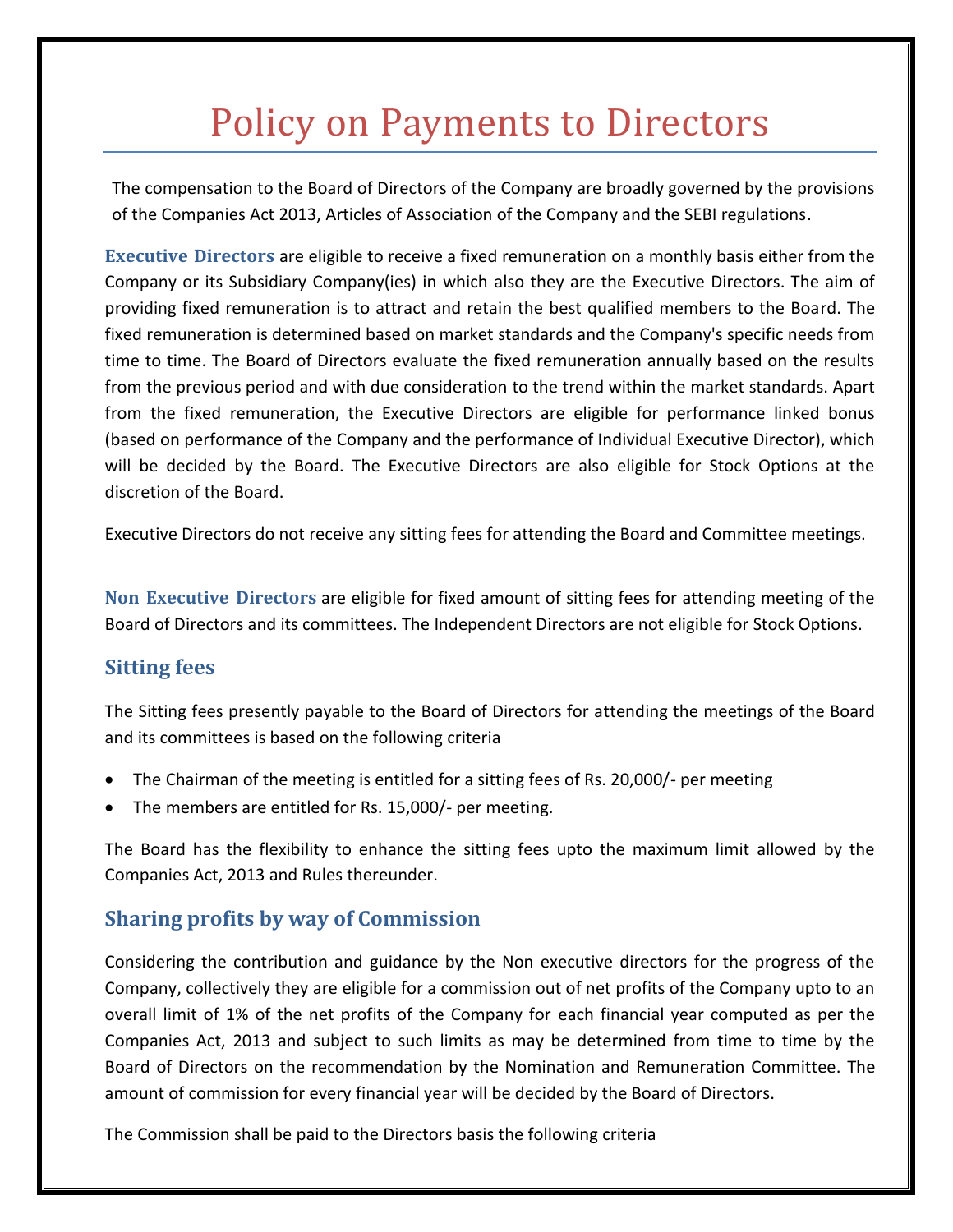# Policy on Payments to Directors

The compensation to the Board of Directors of the Company are broadly governed by the provisions of the Companies Act 2013, Articles of Association of the Company and the SEBI regulations.

**Executive Directors** are eligible to receive a fixed remuneration on a monthly basis either from the Company or its Subsidiary Company(ies) in which also they are the Executive Directors. The aim of providing fixed remuneration is to attract and retain the best qualified members to the Board. The fixed remuneration is determined based on market standards and the Company's specific needs from time to time. The Board of Directors evaluate the fixed remuneration annually based on the results from the previous period and with due consideration to the trend within the market standards. Apart from the fixed remuneration, the Executive Directors are eligible for performance linked bonus (based on performance of the Company and the performance of Individual Executive Director), which will be decided by the Board. The Executive Directors are also eligible for Stock Options at the discretion of the Board.

Executive Directors do not receive any sitting fees for attending the Board and Committee meetings.

**Non Executive Directors** are eligible for fixed amount of sitting fees for attending meeting of the Board of Directors and its committees. The Independent Directors are not eligible for Stock Options.

## Sitting fees

The Sitting fees presently payable to the Board of Directors for attending the meetings of the Board and its committees is based on the following criteria

- The Chairman of the meeting is entitled for a sitting fees of Rs. 20,000/- per meeting
- The members are entitled for Rs. 15,000/- per meeting.

The Board has the flexibility to enhance the sitting fees upto the maximum limit allowed by the Companies Act, 2013 and Rules thereunder.

## Sharing profits by way of Commission

Considering the contribution and guidance by the Non executive directors for the progress of the Company, collectively they are eligible for a commission out of net profits of the Company upto to an overall limit of 1% of the net profits of the Company for each financial year computed as per the Companies Act, 2013 and subject to such limits as may be determined from time to time by the Board of Directors on the recommendation by the Nomination and Remuneration Committee. The amount of commission for every financial year will be decided by the Board of Directors.

The Commission shall be paid to the Directors basis the following criteria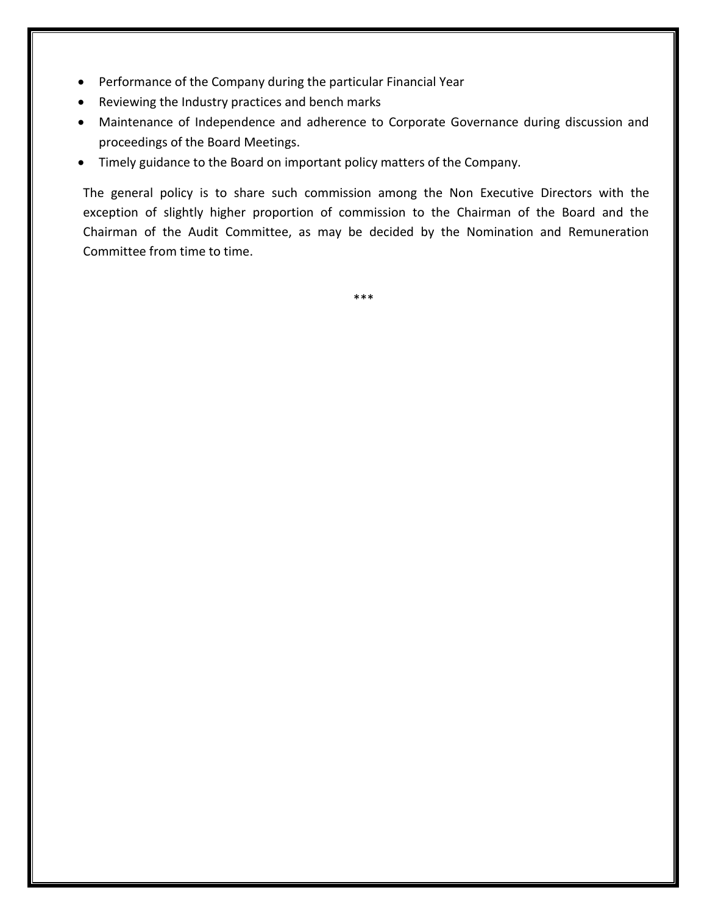- Performance of the Company during the particular Financial Year
- Reviewing the Industry practices and bench marks
- Maintenance of Independence and adherence to Corporate Governance during discussion and proceedings of the Board Meetings.
- Timely guidance to the Board on important policy matters of the Company.

The general policy is to share such commission among the Non Executive Directors with the exception of slightly higher proportion of commission to the Chairman of the Board and the Chairman of the Audit Committee, as may be decided by the Nomination and Remuneration Committee from time to time.

***